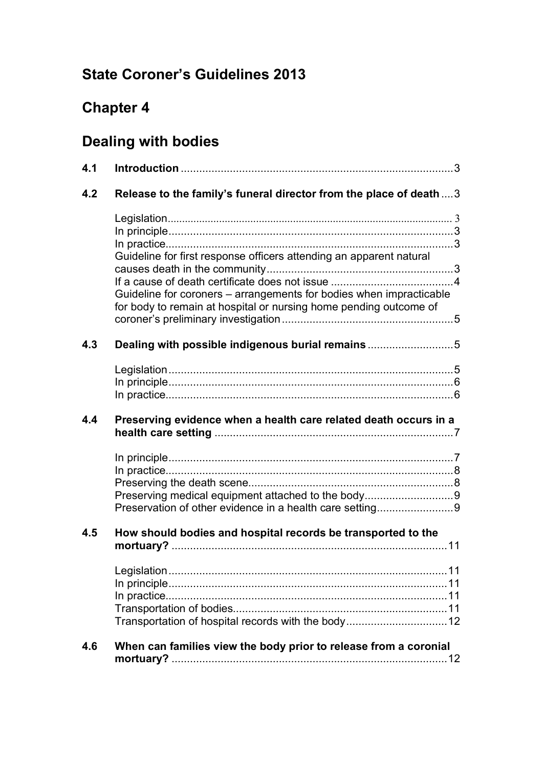# State Coroner's Guidelines 2013

# Chapter 4

# Dealing with bodies

| | | |
|---|---|---|
| **4.1** | **Introduction** | 3 |
| **4.2** | **Release to the family's funeral director from the place of death** | 3 |
| | Legislation | 3 |
| | In principle | 3 |
| | In practice | 3 |
| | Guideline for first response officers attending an apparent natural causes death in the community | 3 |
| | If a cause of death certificate does not issue | 4 |
| | Guideline for coroners – arrangements for bodies when impracticable for body to remain at hospital or nursing home pending outcome of coroner's preliminary investigation | 5 |
| **4.3** | **Dealing with possible indigenous burial remains** | 5 |
| | Legislation | 5 |
| | In principle | 6 |
| | In practice | 6 |
| **4.4** | **Preserving evidence when a health care related death occurs in a health care setting** | 7 |
| | In principle | 7 |
| | In practice | 8 |
| | Preserving the death scene | 8 |
| | Preserving medical equipment attached to the body | 9 |
| | Preservation of other evidence in a health care setting | 9 |
| **4.5** | **How should bodies and hospital records be transported to the mortuary?** | 11 |
| | Legislation | 11 |
| | In principle | 11 |
| | In practice | 11 |
| | Transportation of bodies | 11 |
| | Transportation of hospital records with the body | 12 |
| **4.6** | **When can families view the body prior to release from a coronial mortuary?** | 12 |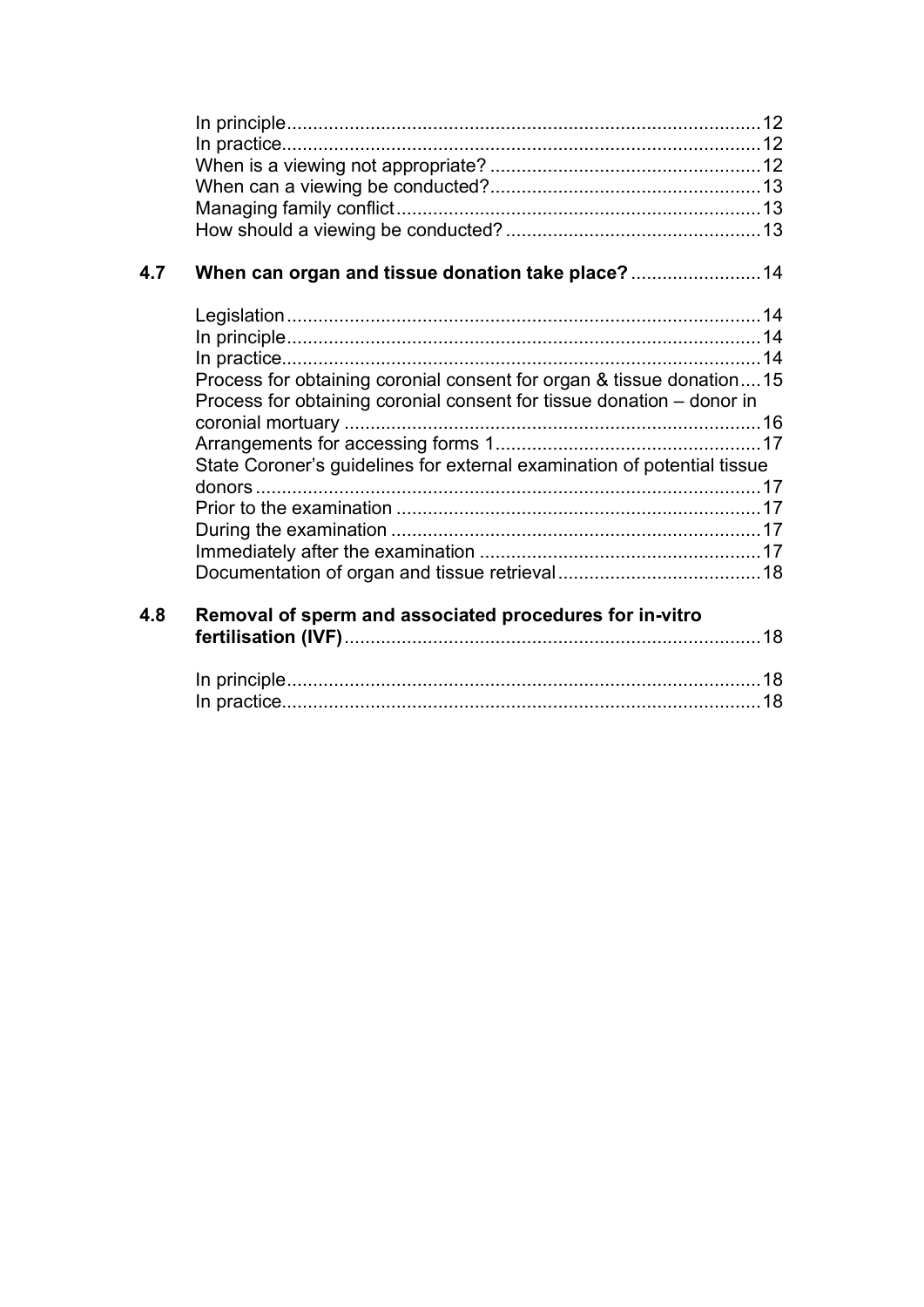In principle .......................................................................................... 12
In practice ........................................................................................... 12
When is a viewing not appropriate? ................................................... 12
When can a viewing be conducted? ................................................... 13
Managing family conflict ..................................................................... 13
How should a viewing be conducted? ................................................ 13

**4.7 When can organ and tissue donation take place?** ......................... 14

Legislation ........................................................................................... 14
In principle ........................................................................................... 14
In practice ............................................................................................ 14
Process for obtaining coronial consent for organ & tissue donation .... 15
Process for obtaining coronial consent for tissue donation – donor in coronial mortuary ................................................................................. 16
Arrangements for accessing forms 1 ................................................... 17
State Coroner's guidelines for external examination of potential tissue donors ................................................................................................. 17
Prior to the examination ...................................................................... 17
During the examination ....................................................................... 17
Immediately after the examination ...................................................... 17
Documentation of organ and tissue retrieval ....................................... 18

**4.8 Removal of sperm and associated procedures for in-vitro fertilisation (IVF)** ................................................................................ 18

In principle ........................................................................................... 18
In practice ............................................................................................ 18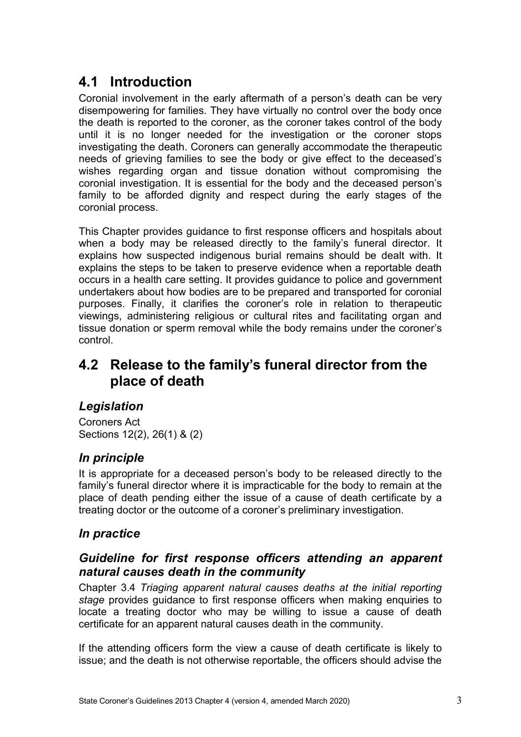## 4.1 Introduction

Coronial involvement in the early aftermath of a person's death can be very disempowering for families. They have virtually no control over the body once the death is reported to the coroner, as the coroner takes control of the body until it is no longer needed for the investigation or the coroner stops investigating the death. Coroners can generally accommodate the therapeutic needs of grieving families to see the body or give effect to the deceased's wishes regarding organ and tissue donation without compromising the coronial investigation. It is essential for the body and the deceased person's family to be afforded dignity and respect during the early stages of the coronial process.

This Chapter provides guidance to first response officers and hospitals about when a body may be released directly to the family's funeral director. It explains how suspected indigenous burial remains should be dealt with. It explains the steps to be taken to preserve evidence when a reportable death occurs in a health care setting. It provides guidance to police and government undertakers about how bodies are to be prepared and transported for coronial purposes. Finally, it clarifies the coroner's role in relation to therapeutic viewings, administering religious or cultural rites and facilitating organ and tissue donation or sperm removal while the body remains under the coroner's control.

## 4.2 Release to the family's funeral director from the place of death

### *Legislation*

Coroners Act
Sections 12(2), 26(1) & (2)

### *In principle*

It is appropriate for a deceased person's body to be released directly to the family's funeral director where it is impracticable for the body to remain at the place of death pending either the issue of a cause of death certificate by a treating doctor or the outcome of a coroner's preliminary investigation.

### *In practice*

#### *Guideline for first response officers attending an apparent natural causes death in the community*

Chapter 3.4 *Triaging apparent natural causes deaths at the initial reporting stage* provides guidance to first response officers when making enquiries to locate a treating doctor who may be willing to issue a cause of death certificate for an apparent natural causes death in the community.

If the attending officers form the view a cause of death certificate is likely to issue; and the death is not otherwise reportable, the officers should advise the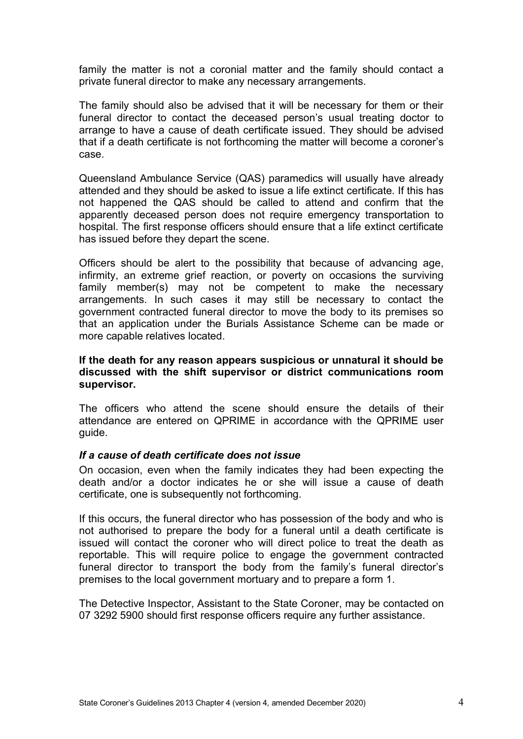family the matter is not a coronial matter and the family should contact a private funeral director to make any necessary arrangements.

The family should also be advised that it will be necessary for them or their funeral director to contact the deceased person's usual treating doctor to arrange to have a cause of death certificate issued. They should be advised that if a death certificate is not forthcoming the matter will become a coroner's case.

Queensland Ambulance Service (QAS) paramedics will usually have already attended and they should be asked to issue a life extinct certificate. If this has not happened the QAS should be called to attend and confirm that the apparently deceased person does not require emergency transportation to hospital. The first response officers should ensure that a life extinct certificate has issued before they depart the scene.

Officers should be alert to the possibility that because of advancing age, infirmity, an extreme grief reaction, or poverty on occasions the surviving family member(s) may not be competent to make the necessary arrangements. In such cases it may still be necessary to contact the government contracted funeral director to move the body to its premises so that an application under the Burials Assistance Scheme can be made or more capable relatives located.

**If the death for any reason appears suspicious or unnatural it should be discussed with the shift supervisor or district communications room supervisor.**

The officers who attend the scene should ensure the details of their attendance are entered on QPRIME in accordance with the QPRIME user guide.

#### *If a cause of death certificate does not issue*

On occasion, even when the family indicates they had been expecting the death and/or a doctor indicates he or she will issue a cause of death certificate, one is subsequently not forthcoming.

If this occurs, the funeral director who has possession of the body and who is not authorised to prepare the body for a funeral until a death certificate is issued will contact the coroner who will direct police to treat the death as reportable. This will require police to engage the government contracted funeral director to transport the body from the family's funeral director's premises to the local government mortuary and to prepare a form 1.

The Detective Inspector, Assistant to the State Coroner, may be contacted on 07 3292 5900 should first response officers require any further assistance.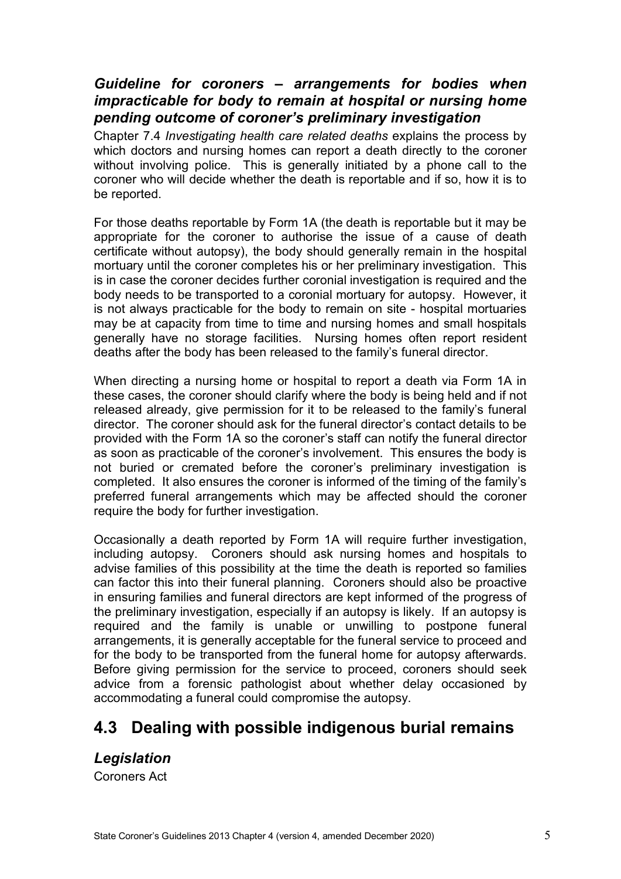### *Guideline for coroners – arrangements for bodies when impracticable for body to remain at hospital or nursing home pending outcome of coroner's preliminary investigation*

Chapter 7.4 *Investigating health care related deaths* explains the process by which doctors and nursing homes can report a death directly to the coroner without involving police. This is generally initiated by a phone call to the coroner who will decide whether the death is reportable and if so, how it is to be reported.

For those deaths reportable by Form 1A (the death is reportable but it may be appropriate for the coroner to authorise the issue of a cause of death certificate without autopsy), the body should generally remain in the hospital mortuary until the coroner completes his or her preliminary investigation. This is in case the coroner decides further coronial investigation is required and the body needs to be transported to a coronial mortuary for autopsy. However, it is not always practicable for the body to remain on site - hospital mortuaries may be at capacity from time to time and nursing homes and small hospitals generally have no storage facilities. Nursing homes often report resident deaths after the body has been released to the family's funeral director.

When directing a nursing home or hospital to report a death via Form 1A in these cases, the coroner should clarify where the body is being held and if not released already, give permission for it to be released to the family's funeral director. The coroner should ask for the funeral director's contact details to be provided with the Form 1A so the coroner's staff can notify the funeral director as soon as practicable of the coroner's involvement. This ensures the body is not buried or cremated before the coroner's preliminary investigation is completed. It also ensures the coroner is informed of the timing of the family's preferred funeral arrangements which may be affected should the coroner require the body for further investigation.

Occasionally a death reported by Form 1A will require further investigation, including autopsy. Coroners should ask nursing homes and hospitals to advise families of this possibility at the time the death is reported so families can factor this into their funeral planning. Coroners should also be proactive in ensuring families and funeral directors are kept informed of the progress of the preliminary investigation, especially if an autopsy is likely. If an autopsy is required and the family is unable or unwilling to postpone funeral arrangements, it is generally acceptable for the funeral service to proceed and for the body to be transported from the funeral home for autopsy afterwards. Before giving permission for the service to proceed, coroners should seek advice from a forensic pathologist about whether delay occasioned by accommodating a funeral could compromise the autopsy.

## 4.3 Dealing with possible indigenous burial remains

### *Legislation*

Coroners Act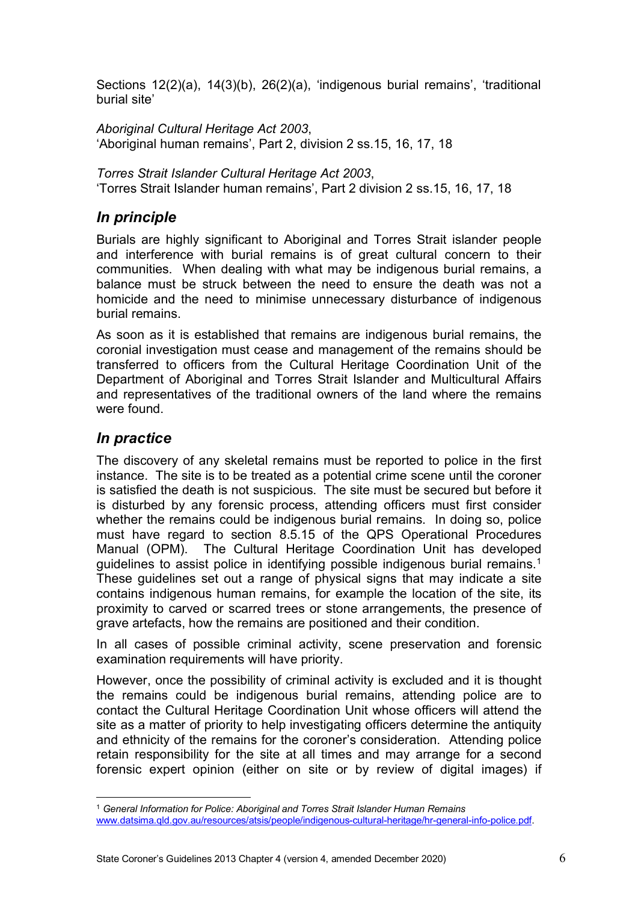Sections 12(2)(a), 14(3)(b), 26(2)(a), 'indigenous burial remains', 'traditional burial site'

*Aboriginal Cultural Heritage Act 2003*,
'Aboriginal human remains', Part 2, division 2 ss.15, 16, 17, 18

*Torres Strait Islander Cultural Heritage Act 2003*,
'Torres Strait Islander human remains', Part 2 division 2 ss.15, 16, 17, 18

## *In principle*

Burials are highly significant to Aboriginal and Torres Strait islander people and interference with burial remains is of great cultural concern to their communities. When dealing with what may be indigenous burial remains, a balance must be struck between the need to ensure the death was not a homicide and the need to minimise unnecessary disturbance of indigenous burial remains.

As soon as it is established that remains are indigenous burial remains, the coronial investigation must cease and management of the remains should be transferred to officers from the Cultural Heritage Coordination Unit of the Department of Aboriginal and Torres Strait Islander and Multicultural Affairs and representatives of the traditional owners of the land where the remains were found.

## *In practice*

The discovery of any skeletal remains must be reported to police in the first instance. The site is to be treated as a potential crime scene until the coroner is satisfied the death is not suspicious. The site must be secured but before it is disturbed by any forensic process, attending officers must first consider whether the remains could be indigenous burial remains. In doing so, police must have regard to section 8.5.15 of the QPS Operational Procedures Manual (OPM). The Cultural Heritage Coordination Unit has developed guidelines to assist police in identifying possible indigenous burial remains.[1] These guidelines set out a range of physical signs that may indicate a site contains indigenous human remains, for example the location of the site, its proximity to carved or scarred trees or stone arrangements, the presence of grave artefacts, how the remains are positioned and their condition.

In all cases of possible criminal activity, scene preservation and forensic examination requirements will have priority.

However, once the possibility of criminal activity is excluded and it is thought the remains could be indigenous burial remains, attending police are to contact the Cultural Heritage Coordination Unit whose officers will attend the site as a matter of priority to help investigating officers determine the antiquity and ethnicity of the remains for the coroner's consideration. Attending police retain responsibility for the site at all times and may arrange for a second forensic expert opinion (either on site or by review of digital images) if

[1] *General Information for Police: Aboriginal and Torres Strait Islander Human Remains* www.datsima.qld.gov.au/resources/atsis/people/indigenous-cultural-heritage/hr-general-info-police.pdf.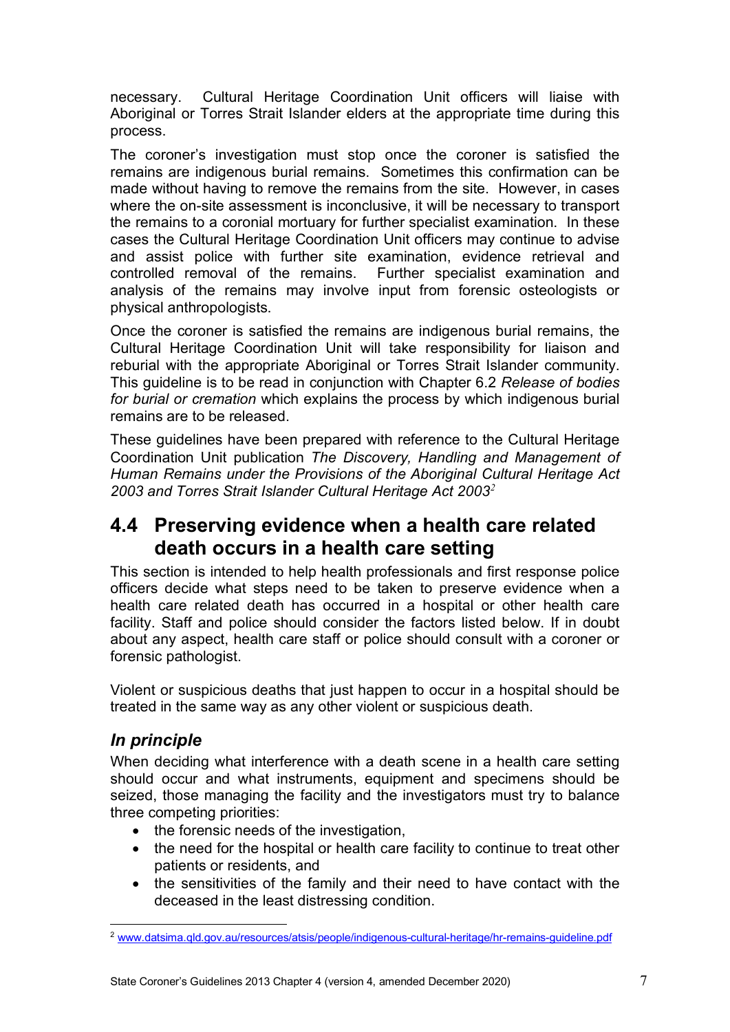necessary. Cultural Heritage Coordination Unit officers will liaise with Aboriginal or Torres Strait Islander elders at the appropriate time during this process.

The coroner's investigation must stop once the coroner is satisfied the remains are indigenous burial remains. Sometimes this confirmation can be made without having to remove the remains from the site. However, in cases where the on-site assessment is inconclusive, it will be necessary to transport the remains to a coronial mortuary for further specialist examination. In these cases the Cultural Heritage Coordination Unit officers may continue to advise and assist police with further site examination, evidence retrieval and controlled removal of the remains. Further specialist examination and analysis of the remains may involve input from forensic osteologists or physical anthropologists.

Once the coroner is satisfied the remains are indigenous burial remains, the Cultural Heritage Coordination Unit will take responsibility for liaison and reburial with the appropriate Aboriginal or Torres Strait Islander community. This guideline is to be read in conjunction with Chapter 6.2 *Release of bodies for burial or cremation* which explains the process by which indigenous burial remains are to be released.

These guidelines have been prepared with reference to the Cultural Heritage Coordination Unit publication *The Discovery, Handling and Management of Human Remains under the Provisions of the Aboriginal Cultural Heritage Act 2003 and Torres Strait Islander Cultural Heritage Act 2003*[2]

## 4.4 Preserving evidence when a health care related death occurs in a health care setting

This section is intended to help health professionals and first response police officers decide what steps need to be taken to preserve evidence when a health care related death has occurred in a hospital or other health care facility. Staff and police should consider the factors listed below. If in doubt about any aspect, health care staff or police should consult with a coroner or forensic pathologist.

Violent or suspicious deaths that just happen to occur in a hospital should be treated in the same way as any other violent or suspicious death.

### *In principle*

When deciding what interference with a death scene in a health care setting should occur and what instruments, equipment and specimens should be seized, those managing the facility and the investigators must try to balance three competing priorities:

- the forensic needs of the investigation,
- the need for the hospital or health care facility to continue to treat other patients or residents, and
- the sensitivities of the family and their need to have contact with the deceased in the least distressing condition.

---

[2] www.datsima.qld.gov.au/resources/atsis/people/indigenous-cultural-heritage/hr-remains-guideline.pdf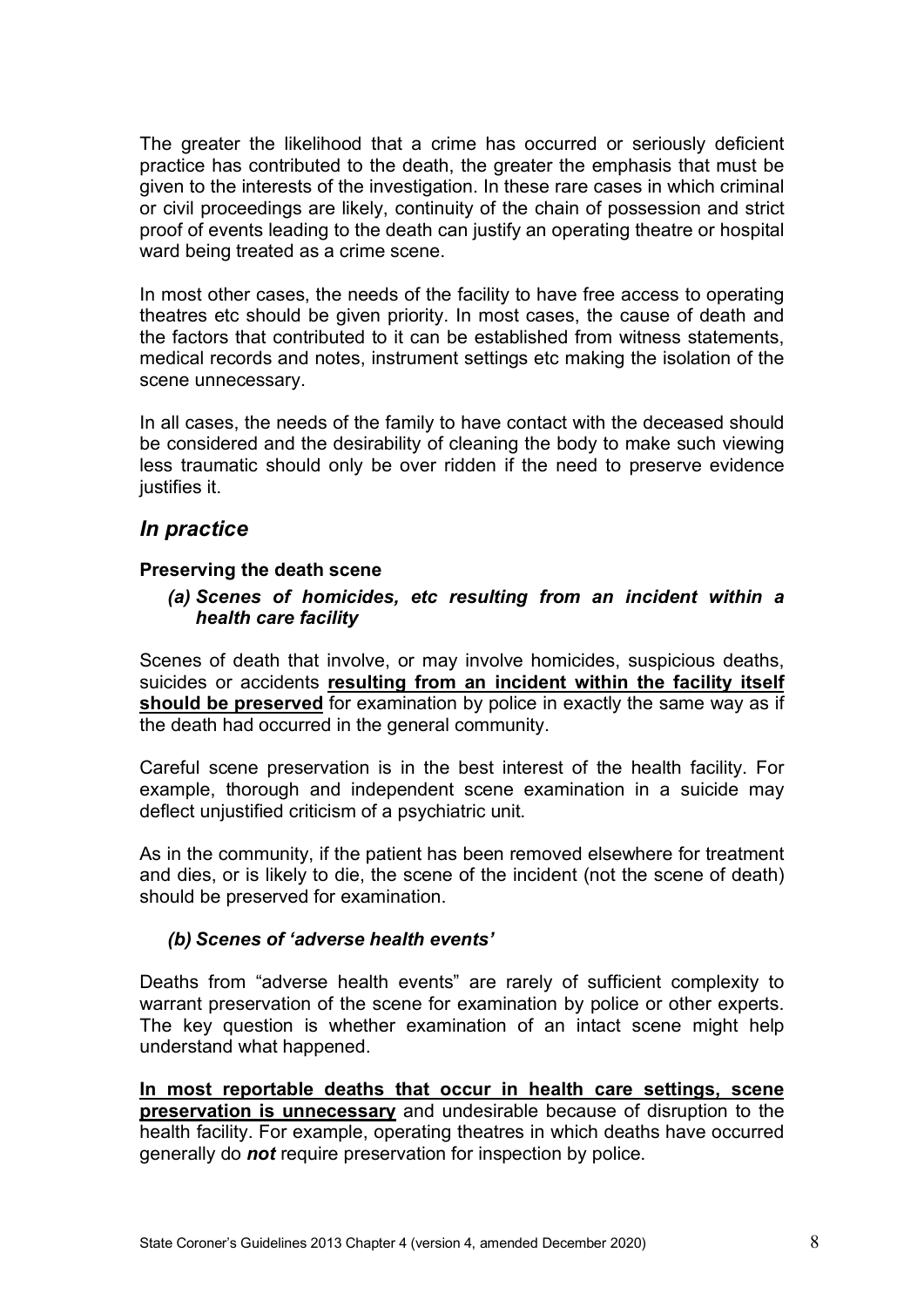The greater the likelihood that a crime has occurred or seriously deficient practice has contributed to the death, the greater the emphasis that must be given to the interests of the investigation. In these rare cases in which criminal or civil proceedings are likely, continuity of the chain of possession and strict proof of events leading to the death can justify an operating theatre or hospital ward being treated as a crime scene.

In most other cases, the needs of the facility to have free access to operating theatres etc should be given priority. In most cases, the cause of death and the factors that contributed to it can be established from witness statements, medical records and notes, instrument settings etc making the isolation of the scene unnecessary.

In all cases, the needs of the family to have contact with the deceased should be considered and the desirability of cleaning the body to make such viewing less traumatic should only be over ridden if the need to preserve evidence justifies it.

## *In practice*

### Preserving the death scene

#### *(a) Scenes of homicides, etc resulting from an incident within a health care facility*

Scenes of death that involve, or may involve homicides, suspicious deaths, suicides or accidents **resulting from an incident within the facility itself should be preserved** for examination by police in exactly the same way as if the death had occurred in the general community.

Careful scene preservation is in the best interest of the health facility. For example, thorough and independent scene examination in a suicide may deflect unjustified criticism of a psychiatric unit.

As in the community, if the patient has been removed elsewhere for treatment and dies, or is likely to die, the scene of the incident (not the scene of death) should be preserved for examination.

#### *(b) Scenes of 'adverse health events'*

Deaths from "adverse health events" are rarely of sufficient complexity to warrant preservation of the scene for examination by police or other experts. The key question is whether examination of an intact scene might help understand what happened.

**In most reportable deaths that occur in health care settings, scene preservation is unnecessary** and undesirable because of disruption to the health facility. For example, operating theatres in which deaths have occurred generally do ***not*** require preservation for inspection by police.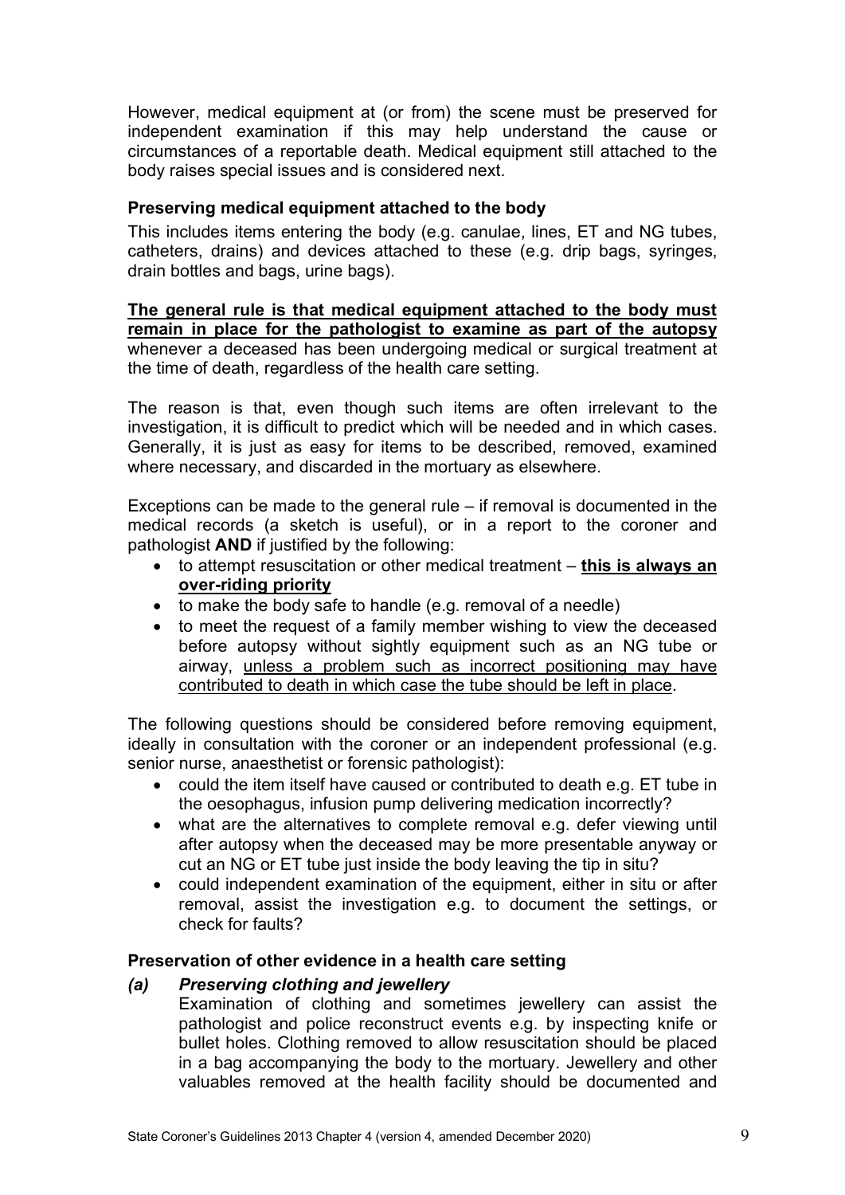However, medical equipment at (or from) the scene must be preserved for independent examination if this may help understand the cause or circumstances of a reportable death. Medical equipment still attached to the body raises special issues and is considered next.

**Preserving medical equipment attached to the body**

This includes items entering the body (e.g. canulae, lines, ET and NG tubes, catheters, drains) and devices attached to these (e.g. drip bags, syringes, drain bottles and bags, urine bags).

<u>**The general rule is that medical equipment attached to the body must remain in place for the pathologist to examine as part of the autopsy**</u> whenever a deceased has been undergoing medical or surgical treatment at the time of death, regardless of the health care setting.

The reason is that, even though such items are often irrelevant to the investigation, it is difficult to predict which will be needed and in which cases. Generally, it is just as easy for items to be described, removed, examined where necessary, and discarded in the mortuary as elsewhere.

Exceptions can be made to the general rule – if removal is documented in the medical records (a sketch is useful), or in a report to the coroner and pathologist **AND** if justified by the following:

- to attempt resuscitation or other medical treatment – <u>**this is always an over-riding priority**</u>
- to make the body safe to handle (e.g. removal of a needle)
- to meet the request of a family member wishing to view the deceased before autopsy without sightly equipment such as an NG tube or airway, <u>unless a problem such as incorrect positioning may have contributed to death in which case the tube should be left in place</u>.

The following questions should be considered before removing equipment, ideally in consultation with the coroner or an independent professional (e.g. senior nurse, anaesthetist or forensic pathologist):

- could the item itself have caused or contributed to death e.g. ET tube in the oesophagus, infusion pump delivering medication incorrectly?
- what are the alternatives to complete removal e.g. defer viewing until after autopsy when the deceased may be more presentable anyway or cut an NG or ET tube just inside the body leaving the tip in situ?
- could independent examination of the equipment, either in situ or after removal, assist the investigation e.g. to document the settings, or check for faults?

**Preservation of other evidence in a health care setting**

***(a) Preserving clothing and jewellery***

Examination of clothing and sometimes jewellery can assist the pathologist and police reconstruct events e.g. by inspecting knife or bullet holes. Clothing removed to allow resuscitation should be placed in a bag accompanying the body to the mortuary. Jewellery and other valuables removed at the health facility should be documented and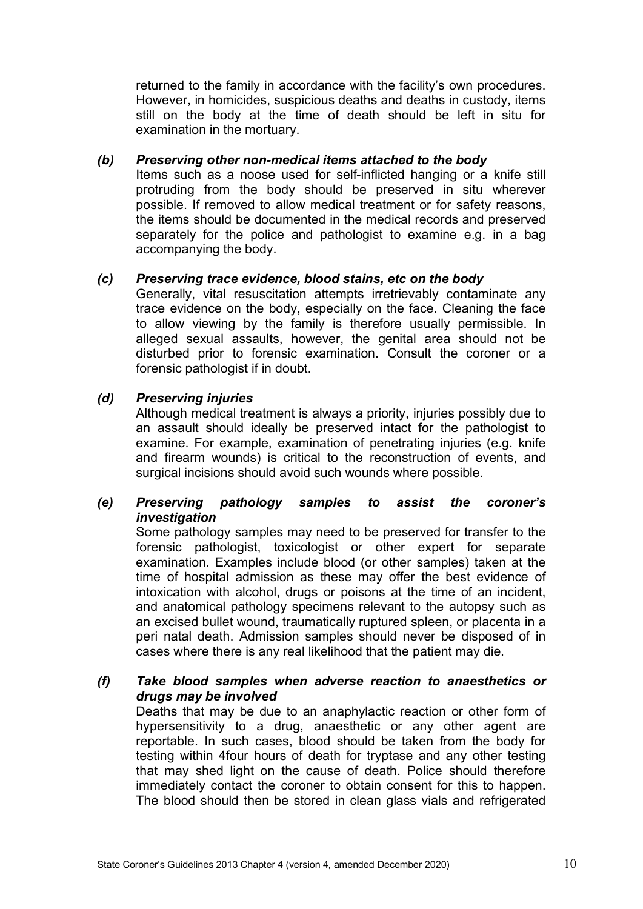returned to the family in accordance with the facility's own procedures. However, in homicides, suspicious deaths and deaths in custody, items still on the body at the time of death should be left in situ for examination in the mortuary.

***(b) Preserving other non-medical items attached to the body***

Items such as a noose used for self-inflicted hanging or a knife still protruding from the body should be preserved in situ wherever possible. If removed to allow medical treatment or for safety reasons, the items should be documented in the medical records and preserved separately for the police and pathologist to examine e.g. in a bag accompanying the body.

***(c) Preserving trace evidence, blood stains, etc on the body***

Generally, vital resuscitation attempts irretrievably contaminate any trace evidence on the body, especially on the face. Cleaning the face to allow viewing by the family is therefore usually permissible. In alleged sexual assaults, however, the genital area should not be disturbed prior to forensic examination. Consult the coroner or a forensic pathologist if in doubt.

***(d) Preserving injuries***

Although medical treatment is always a priority, injuries possibly due to an assault should ideally be preserved intact for the pathologist to examine. For example, examination of penetrating injuries (e.g. knife and firearm wounds) is critical to the reconstruction of events, and surgical incisions should avoid such wounds where possible.

***(e) Preserving pathology samples to assist the coroner's investigation***

Some pathology samples may need to be preserved for transfer to the forensic pathologist, toxicologist or other expert for separate examination. Examples include blood (or other samples) taken at the time of hospital admission as these may offer the best evidence of intoxication with alcohol, drugs or poisons at the time of an incident, and anatomical pathology specimens relevant to the autopsy such as an excised bullet wound, traumatically ruptured spleen, or placenta in a peri natal death. Admission samples should never be disposed of in cases where there is any real likelihood that the patient may die.

***(f) Take blood samples when adverse reaction to anaesthetics or drugs may be involved***

Deaths that may be due to an anaphylactic reaction or other form of hypersensitivity to a drug, anaesthetic or any other agent are reportable. In such cases, blood should be taken from the body for testing within 4four hours of death for tryptase and any other testing that may shed light on the cause of death. Police should therefore immediately contact the coroner to obtain consent for this to happen. The blood should then be stored in clean glass vials and refrigerated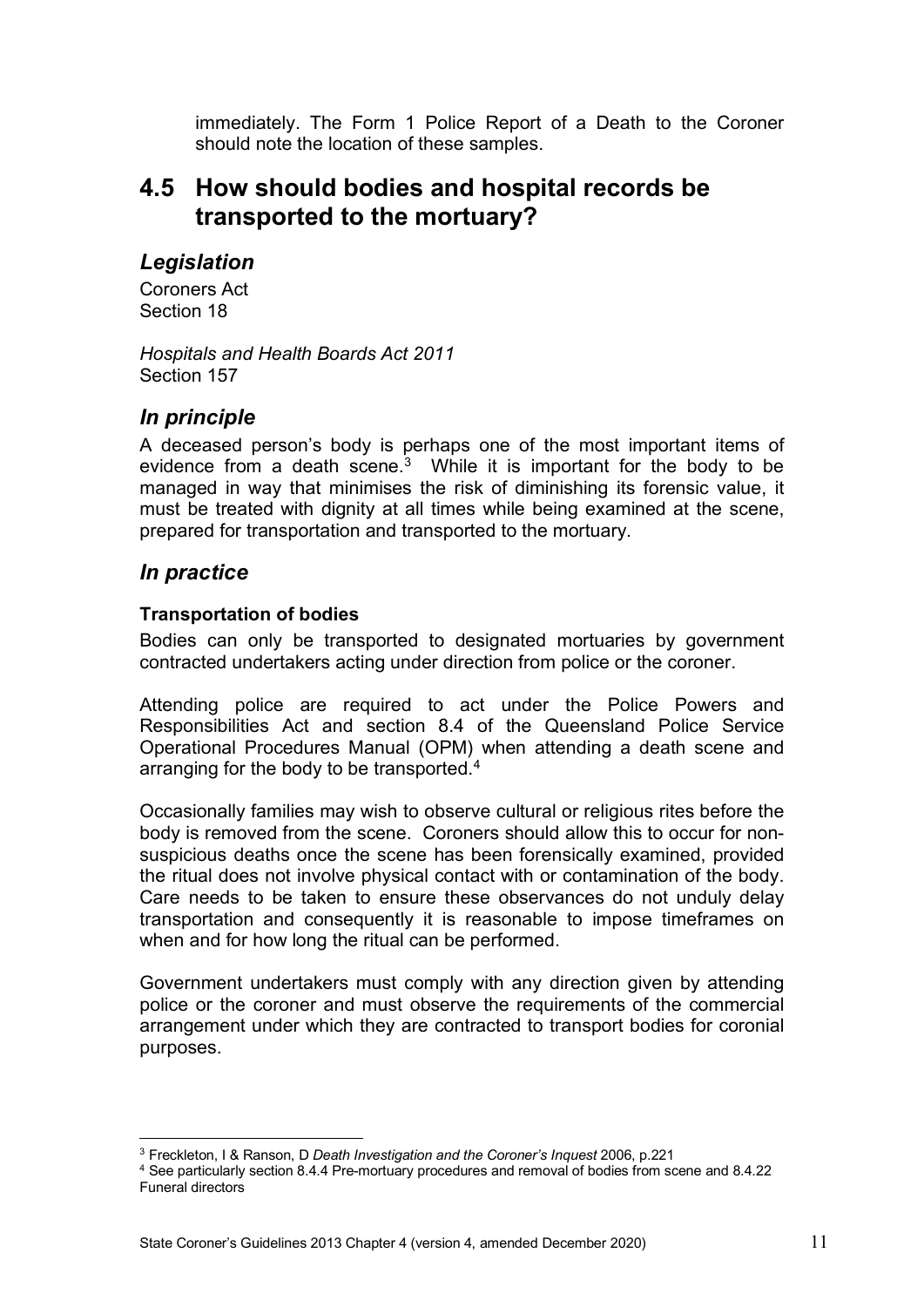immediately. The Form 1 Police Report of a Death to the Coroner should note the location of these samples.

## 4.5 How should bodies and hospital records be transported to the mortuary?

### *Legislation*

Coroners Act
Section 18

*Hospitals and Health Boards Act 2011*
Section 157

### *In principle*

A deceased person's body is perhaps one of the most important items of evidence from a death scene.[3] While it is important for the body to be managed in way that minimises the risk of diminishing its forensic value, it must be treated with dignity at all times while being examined at the scene, prepared for transportation and transported to the mortuary.

### *In practice*

**Transportation of bodies**

Bodies can only be transported to designated mortuaries by government contracted undertakers acting under direction from police or the coroner.

Attending police are required to act under the Police Powers and Responsibilities Act and section 8.4 of the Queensland Police Service Operational Procedures Manual (OPM) when attending a death scene and arranging for the body to be transported.[4]

Occasionally families may wish to observe cultural or religious rites before the body is removed from the scene. Coroners should allow this to occur for non-suspicious deaths once the scene has been forensically examined, provided the ritual does not involve physical contact with or contamination of the body. Care needs to be taken to ensure these observances do not unduly delay transportation and consequently it is reasonable to impose timeframes on when and for how long the ritual can be performed.

Government undertakers must comply with any direction given by attending police or the coroner and must observe the requirements of the commercial arrangement under which they are contracted to transport bodies for coronial purposes.

---

[3] Freckleton, I & Ranson, D *Death Investigation and the Coroner's Inquest* 2006, p.221

[4] See particularly section 8.4.4 Pre-mortuary procedures and removal of bodies from scene and 8.4.22 Funeral directors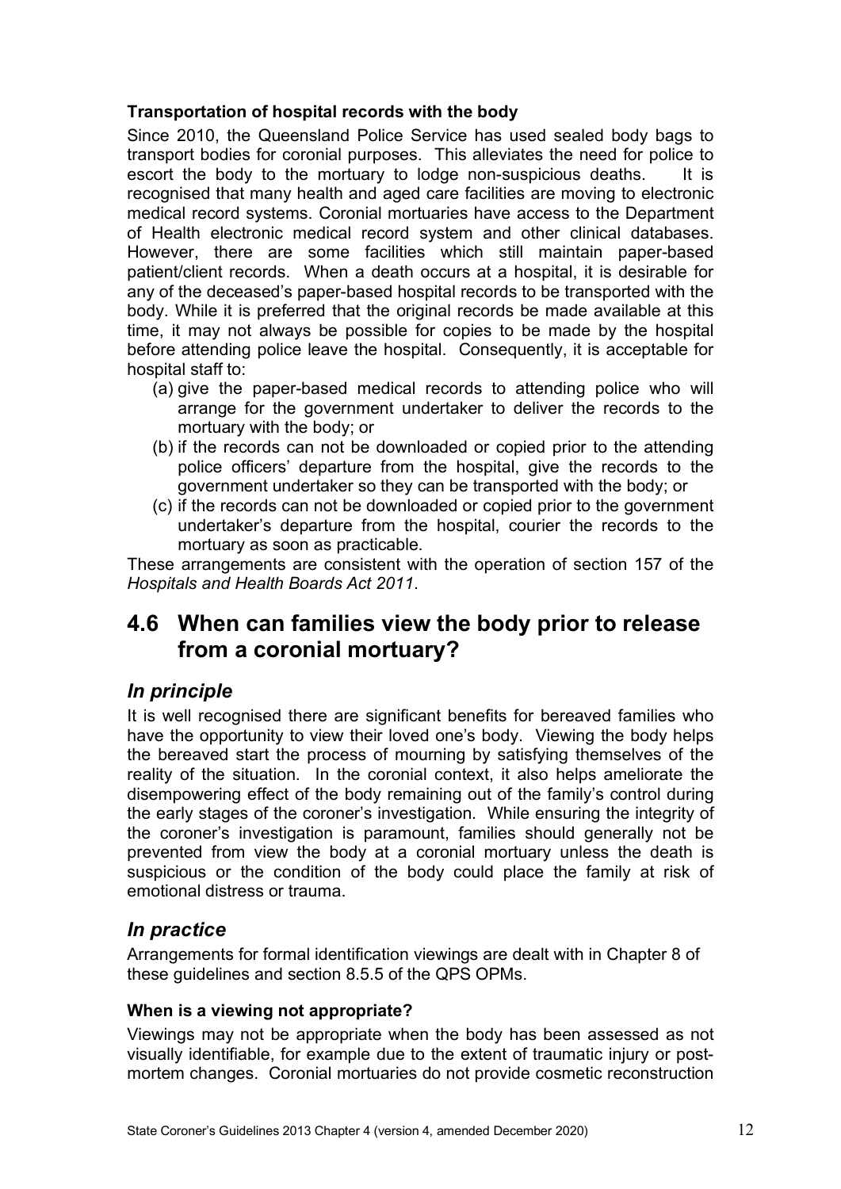**Transportation of hospital records with the body**

Since 2010, the Queensland Police Service has used sealed body bags to transport bodies for coronial purposes. This alleviates the need for police to escort the body to the mortuary to lodge non-suspicious deaths. It is recognised that many health and aged care facilities are moving to electronic medical record systems. Coronial mortuaries have access to the Department of Health electronic medical record system and other clinical databases. However, there are some facilities which still maintain paper-based patient/client records. When a death occurs at a hospital, it is desirable for any of the deceased's paper-based hospital records to be transported with the body. While it is preferred that the original records be made available at this time, it may not always be possible for copies to be made by the hospital before attending police leave the hospital. Consequently, it is acceptable for hospital staff to:

(a) give the paper-based medical records to attending police who will arrange for the government undertaker to deliver the records to the mortuary with the body; or
(b) if the records can not be downloaded or copied prior to the attending police officers' departure from the hospital, give the records to the government undertaker so they can be transported with the body; or
(c) if the records can not be downloaded or copied prior to the government undertaker's departure from the hospital, courier the records to the mortuary as soon as practicable.

These arrangements are consistent with the operation of section 157 of the *Hospitals and Health Boards Act 2011*.

## 4.6 When can families view the body prior to release from a coronial mortuary?

### *In principle*

It is well recognised there are significant benefits for bereaved families who have the opportunity to view their loved one's body. Viewing the body helps the bereaved start the process of mourning by satisfying themselves of the reality of the situation. In the coronial context, it also helps ameliorate the disempowering effect of the body remaining out of the family's control during the early stages of the coroner's investigation. While ensuring the integrity of the coroner's investigation is paramount, families should generally not be prevented from view the body at a coronial mortuary unless the death is suspicious or the condition of the body could place the family at risk of emotional distress or trauma.

### *In practice*

Arrangements for formal identification viewings are dealt with in Chapter 8 of these guidelines and section 8.5.5 of the QPS OPMs.

**When is a viewing not appropriate?**

Viewings may not be appropriate when the body has been assessed as not visually identifiable, for example due to the extent of traumatic injury or post-mortem changes. Coronial mortuaries do not provide cosmetic reconstruction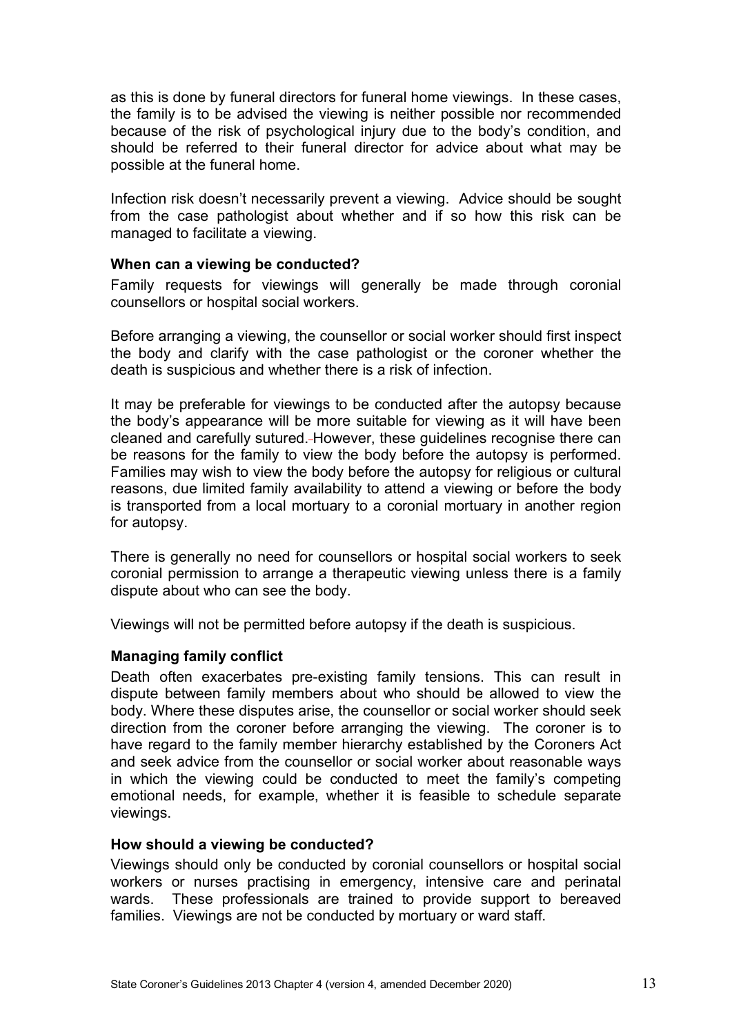as this is done by funeral directors for funeral home viewings. In these cases, the family is to be advised the viewing is neither possible nor recommended because of the risk of psychological injury due to the body's condition, and should be referred to their funeral director for advice about what may be possible at the funeral home.

Infection risk doesn't necessarily prevent a viewing. Advice should be sought from the case pathologist about whether and if so how this risk can be managed to facilitate a viewing.

**When can a viewing be conducted?**

Family requests for viewings will generally be made through coronial counsellors or hospital social workers.

Before arranging a viewing, the counsellor or social worker should first inspect the body and clarify with the case pathologist or the coroner whether the death is suspicious and whether there is a risk of infection.

It may be preferable for viewings to be conducted after the autopsy because the body's appearance will be more suitable for viewing as it will have been cleaned and carefully sutured. However, these guidelines recognise there can be reasons for the family to view the body before the autopsy is performed. Families may wish to view the body before the autopsy for religious or cultural reasons, due limited family availability to attend a viewing or before the body is transported from a local mortuary to a coronial mortuary in another region for autopsy.

There is generally no need for counsellors or hospital social workers to seek coronial permission to arrange a therapeutic viewing unless there is a family dispute about who can see the body.

Viewings will not be permitted before autopsy if the death is suspicious.

**Managing family conflict**

Death often exacerbates pre-existing family tensions. This can result in dispute between family members about who should be allowed to view the body. Where these disputes arise, the counsellor or social worker should seek direction from the coroner before arranging the viewing. The coroner is to have regard to the family member hierarchy established by the Coroners Act and seek advice from the counsellor or social worker about reasonable ways in which the viewing could be conducted to meet the family's competing emotional needs, for example, whether it is feasible to schedule separate viewings.

**How should a viewing be conducted?**

Viewings should only be conducted by coronial counsellors or hospital social workers or nurses practising in emergency, intensive care and perinatal wards. These professionals are trained to provide support to bereaved families. Viewings are not be conducted by mortuary or ward staff.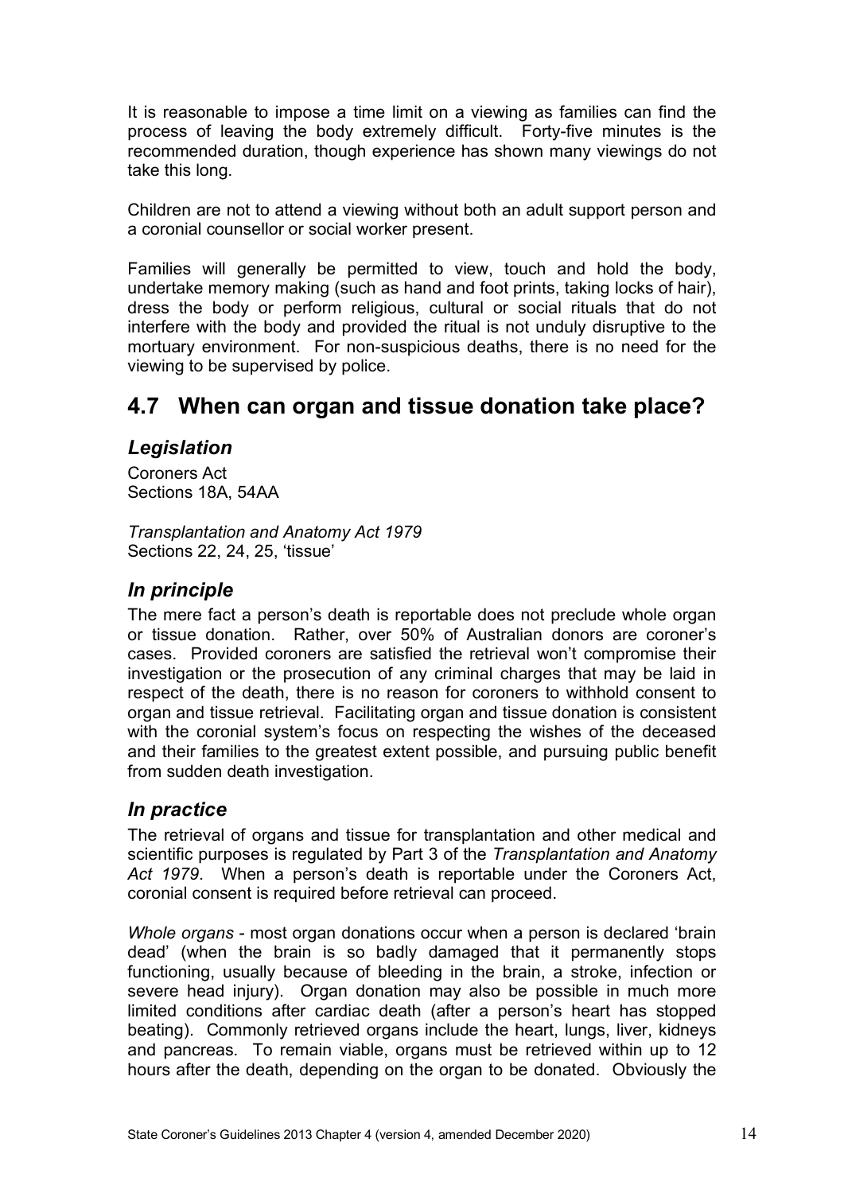It is reasonable to impose a time limit on a viewing as families can find the process of leaving the body extremely difficult. Forty-five minutes is the recommended duration, though experience has shown many viewings do not take this long.

Children are not to attend a viewing without both an adult support person and a coronial counsellor or social worker present.

Families will generally be permitted to view, touch and hold the body, undertake memory making (such as hand and foot prints, taking locks of hair), dress the body or perform religious, cultural or social rituals that do not interfere with the body and provided the ritual is not unduly disruptive to the mortuary environment. For non-suspicious deaths, there is no need for the viewing to be supervised by police.

## 4.7 When can organ and tissue donation take place?

### *Legislation*

Coroners Act
Sections 18A, 54AA

*Transplantation and Anatomy Act 1979*
Sections 22, 24, 25, 'tissue'

### *In principle*

The mere fact a person's death is reportable does not preclude whole organ or tissue donation. Rather, over 50% of Australian donors are coroner's cases. Provided coroners are satisfied the retrieval won't compromise their investigation or the prosecution of any criminal charges that may be laid in respect of the death, there is no reason for coroners to withhold consent to organ and tissue retrieval. Facilitating organ and tissue donation is consistent with the coronial system's focus on respecting the wishes of the deceased and their families to the greatest extent possible, and pursuing public benefit from sudden death investigation.

### *In practice*

The retrieval of organs and tissue for transplantation and other medical and scientific purposes is regulated by Part 3 of the *Transplantation and Anatomy Act 1979*. When a person's death is reportable under the Coroners Act, coronial consent is required before retrieval can proceed.

*Whole organs* - most organ donations occur when a person is declared 'brain dead' (when the brain is so badly damaged that it permanently stops functioning, usually because of bleeding in the brain, a stroke, infection or severe head injury). Organ donation may also be possible in much more limited conditions after cardiac death (after a person's heart has stopped beating). Commonly retrieved organs include the heart, lungs, liver, kidneys and pancreas. To remain viable, organs must be retrieved within up to 12 hours after the death, depending on the organ to be donated. Obviously the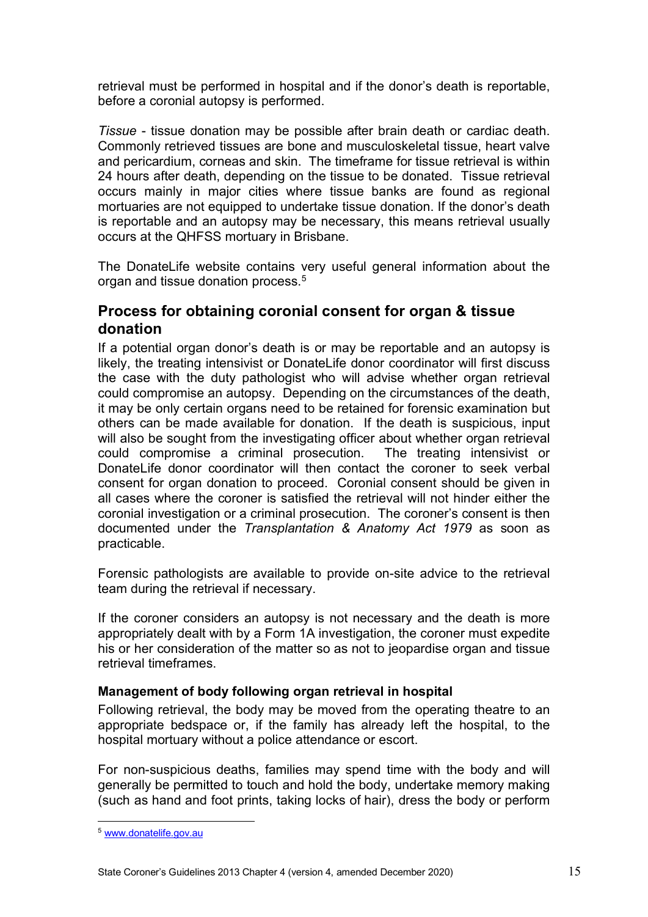retrieval must be performed in hospital and if the donor's death is reportable, before a coronial autopsy is performed.

*Tissue* - tissue donation may be possible after brain death or cardiac death. Commonly retrieved tissues are bone and musculoskeletal tissue, heart valve and pericardium, corneas and skin. The timeframe for tissue retrieval is within 24 hours after death, depending on the tissue to be donated. Tissue retrieval occurs mainly in major cities where tissue banks are found as regional mortuaries are not equipped to undertake tissue donation. If the donor's death is reportable and an autopsy may be necessary, this means retrieval usually occurs at the QHFSS mortuary in Brisbane.

The DonateLife website contains very useful general information about the organ and tissue donation process.[5]

## Process for obtaining coronial consent for organ & tissue donation

If a potential organ donor's death is or may be reportable and an autopsy is likely, the treating intensivist or DonateLife donor coordinator will first discuss the case with the duty pathologist who will advise whether organ retrieval could compromise an autopsy. Depending on the circumstances of the death, it may be only certain organs need to be retained for forensic examination but others can be made available for donation. If the death is suspicious, input will also be sought from the investigating officer about whether organ retrieval could compromise a criminal prosecution. The treating intensivist or DonateLife donor coordinator will then contact the coroner to seek verbal consent for organ donation to proceed. Coronial consent should be given in all cases where the coroner is satisfied the retrieval will not hinder either the coronial investigation or a criminal prosecution. The coroner's consent is then documented under the *Transplantation & Anatomy Act 1979* as soon as practicable.

Forensic pathologists are available to provide on-site advice to the retrieval team during the retrieval if necessary.

If the coroner considers an autopsy is not necessary and the death is more appropriately dealt with by a Form 1A investigation, the coroner must expedite his or her consideration of the matter so as not to jeopardise organ and tissue retrieval timeframes.

### Management of body following organ retrieval in hospital

Following retrieval, the body may be moved from the operating theatre to an appropriate bedspace or, if the family has already left the hospital, to the hospital mortuary without a police attendance or escort.

For non-suspicious deaths, families may spend time with the body and will generally be permitted to touch and hold the body, undertake memory making (such as hand and foot prints, taking locks of hair), dress the body or perform

[5] www.donatelife.gov.au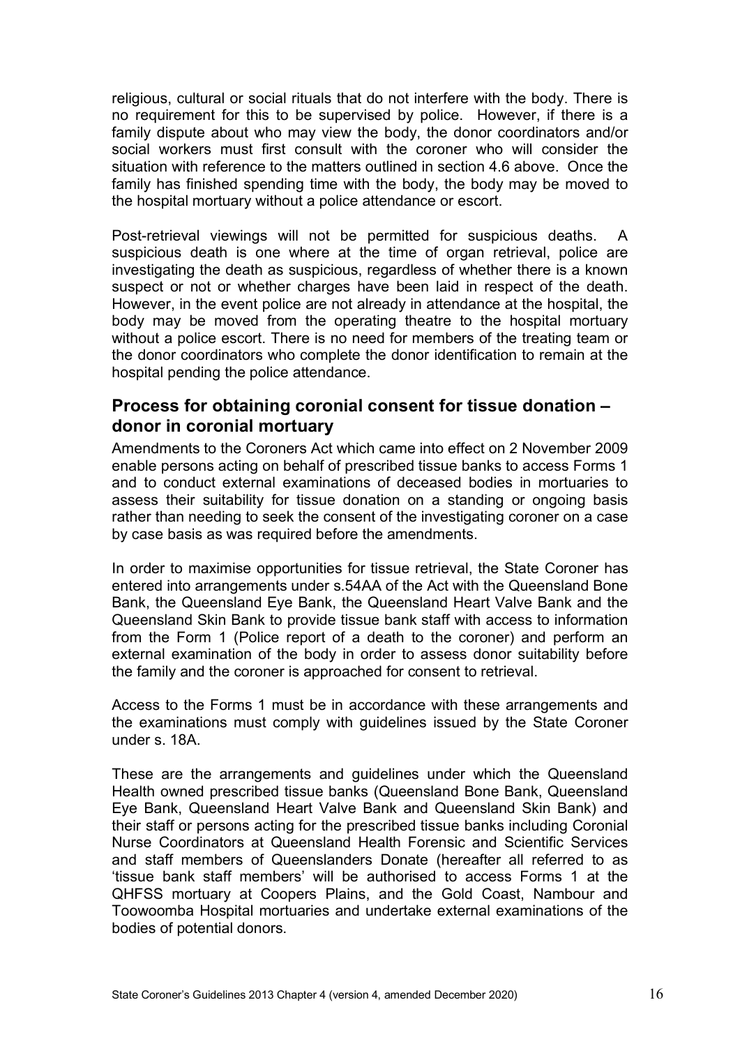religious, cultural or social rituals that do not interfere with the body. There is no requirement for this to be supervised by police. However, if there is a family dispute about who may view the body, the donor coordinators and/or social workers must first consult with the coroner who will consider the situation with reference to the matters outlined in section 4.6 above. Once the family has finished spending time with the body, the body may be moved to the hospital mortuary without a police attendance or escort.

Post-retrieval viewings will not be permitted for suspicious deaths. A suspicious death is one where at the time of organ retrieval, police are investigating the death as suspicious, regardless of whether there is a known suspect or not or whether charges have been laid in respect of the death. However, in the event police are not already in attendance at the hospital, the body may be moved from the operating theatre to the hospital mortuary without a police escort. There is no need for members of the treating team or the donor coordinators who complete the donor identification to remain at the hospital pending the police attendance.

## Process for obtaining coronial consent for tissue donation – donor in coronial mortuary

Amendments to the Coroners Act which came into effect on 2 November 2009 enable persons acting on behalf of prescribed tissue banks to access Forms 1 and to conduct external examinations of deceased bodies in mortuaries to assess their suitability for tissue donation on a standing or ongoing basis rather than needing to seek the consent of the investigating coroner on a case by case basis as was required before the amendments.

In order to maximise opportunities for tissue retrieval, the State Coroner has entered into arrangements under s.54AA of the Act with the Queensland Bone Bank, the Queensland Eye Bank, the Queensland Heart Valve Bank and the Queensland Skin Bank to provide tissue bank staff with access to information from the Form 1 (Police report of a death to the coroner) and perform an external examination of the body in order to assess donor suitability before the family and the coroner is approached for consent to retrieval.

Access to the Forms 1 must be in accordance with these arrangements and the examinations must comply with guidelines issued by the State Coroner under s. 18A.

These are the arrangements and guidelines under which the Queensland Health owned prescribed tissue banks (Queensland Bone Bank, Queensland Eye Bank, Queensland Heart Valve Bank and Queensland Skin Bank) and their staff or persons acting for the prescribed tissue banks including Coronial Nurse Coordinators at Queensland Health Forensic and Scientific Services and staff members of Queenslanders Donate (hereafter all referred to as 'tissue bank staff members' will be authorised to access Forms 1 at the QHFSS mortuary at Coopers Plains, and the Gold Coast, Nambour and Toowoomba Hospital mortuaries and undertake external examinations of the bodies of potential donors.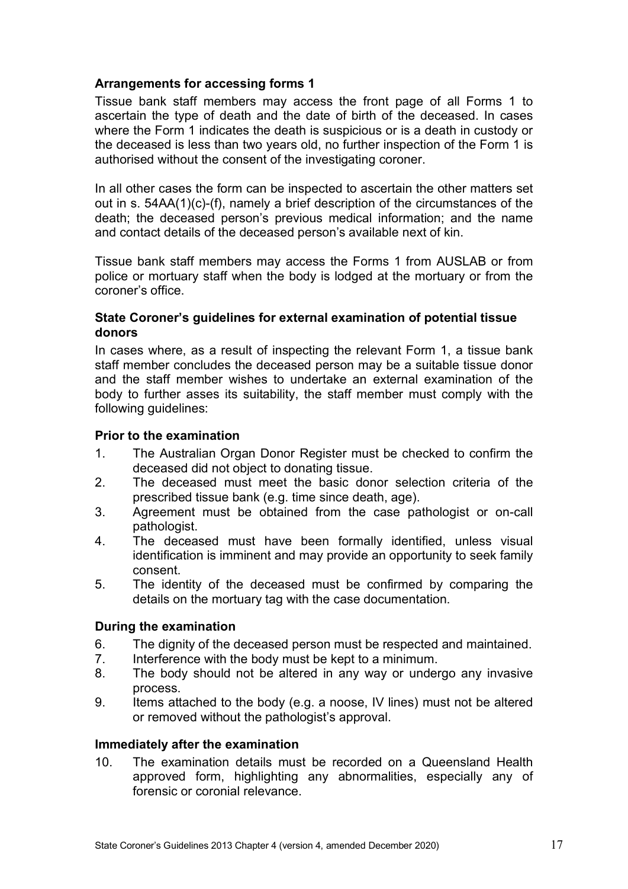**Arrangements for accessing forms 1**

Tissue bank staff members may access the front page of all Forms 1 to ascertain the type of death and the date of birth of the deceased. In cases where the Form 1 indicates the death is suspicious or is a death in custody or the deceased is less than two years old, no further inspection of the Form 1 is authorised without the consent of the investigating coroner.

In all other cases the form can be inspected to ascertain the other matters set out in s. 54AA(1)(c)-(f), namely a brief description of the circumstances of the death; the deceased person's previous medical information; and the name and contact details of the deceased person's available next of kin.

Tissue bank staff members may access the Forms 1 from AUSLAB or from police or mortuary staff when the body is lodged at the mortuary or from the coroner's office.

**State Coroner's guidelines for external examination of potential tissue donors**

In cases where, as a result of inspecting the relevant Form 1, a tissue bank staff member concludes the deceased person may be a suitable tissue donor and the staff member wishes to undertake an external examination of the body to further asses its suitability, the staff member must comply with the following guidelines:

**Prior to the examination**

1. The Australian Organ Donor Register must be checked to confirm the deceased did not object to donating tissue.
2. The deceased must meet the basic donor selection criteria of the prescribed tissue bank (e.g. time since death, age).
3. Agreement must be obtained from the case pathologist or on-call pathologist.
4. The deceased must have been formally identified, unless visual identification is imminent and may provide an opportunity to seek family consent.
5. The identity of the deceased must be confirmed by comparing the details on the mortuary tag with the case documentation.

**During the examination**

6. The dignity of the deceased person must be respected and maintained.
7. Interference with the body must be kept to a minimum.
8. The body should not be altered in any way or undergo any invasive process.
9. Items attached to the body (e.g. a noose, IV lines) must not be altered or removed without the pathologist's approval.

**Immediately after the examination**

10. The examination details must be recorded on a Queensland Health approved form, highlighting any abnormalities, especially any of forensic or coronial relevance.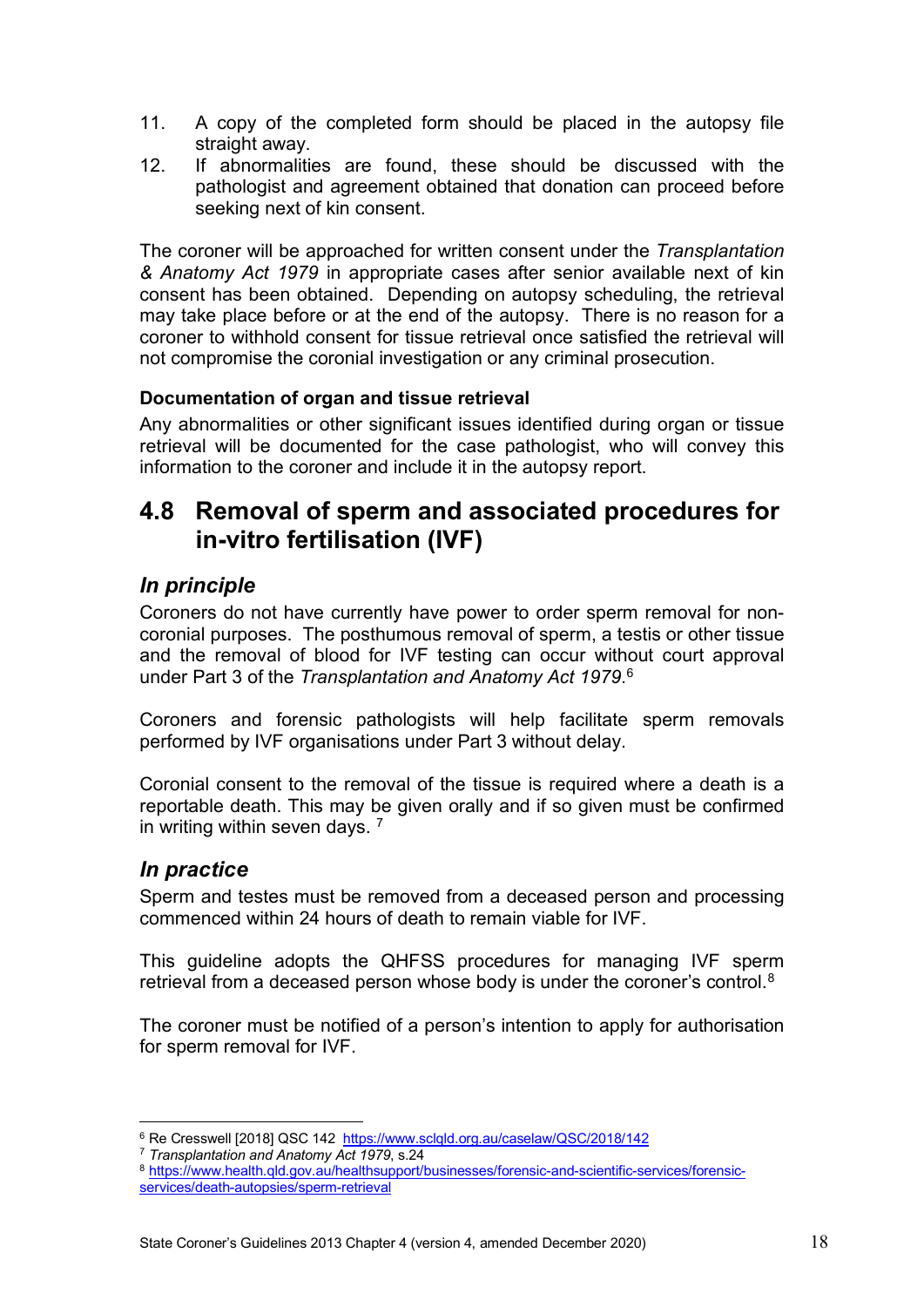11. A copy of the completed form should be placed in the autopsy file straight away.
12. If abnormalities are found, these should be discussed with the pathologist and agreement obtained that donation can proceed before seeking next of kin consent.

The coroner will be approached for written consent under the *Transplantation & Anatomy Act 1979* in appropriate cases after senior available next of kin consent has been obtained. Depending on autopsy scheduling, the retrieval may take place before or at the end of the autopsy. There is no reason for a coroner to withhold consent for tissue retrieval once satisfied the retrieval will not compromise the coronial investigation or any criminal prosecution.

**Documentation of organ and tissue retrieval**

Any abnormalities or other significant issues identified during organ or tissue retrieval will be documented for the case pathologist, who will convey this information to the coroner and include it in the autopsy report.

## 4.8 Removal of sperm and associated procedures for in-vitro fertilisation (IVF)

### *In principle*

Coroners do not have currently have power to order sperm removal for non-coronial purposes. The posthumous removal of sperm, a testis or other tissue and the removal of blood for IVF testing can occur without court approval under Part 3 of the *Transplantation and Anatomy Act 1979*.[6]

Coroners and forensic pathologists will help facilitate sperm removals performed by IVF organisations under Part 3 without delay.

Coronial consent to the removal of the tissue is required where a death is a reportable death. This may be given orally and if so given must be confirmed in writing within seven days. [7]

### *In practice*

Sperm and testes must be removed from a deceased person and processing commenced within 24 hours of death to remain viable for IVF.

This guideline adopts the QHFSS procedures for managing IVF sperm retrieval from a deceased person whose body is under the coroner's control.[8]

The coroner must be notified of a person's intention to apply for authorisation for sperm removal for IVF.

---

[6] Re Cresswell [2018] QSC 142 https://www.sclqld.org.au/caselaw/QSC/2018/142

[7] *Transplantation and Anatomy Act 1979*, s.24

[8] https://www.health.qld.gov.au/healthsupport/businesses/forensic-and-scientific-services/forensic-services/death-autopsies/sperm-retrieval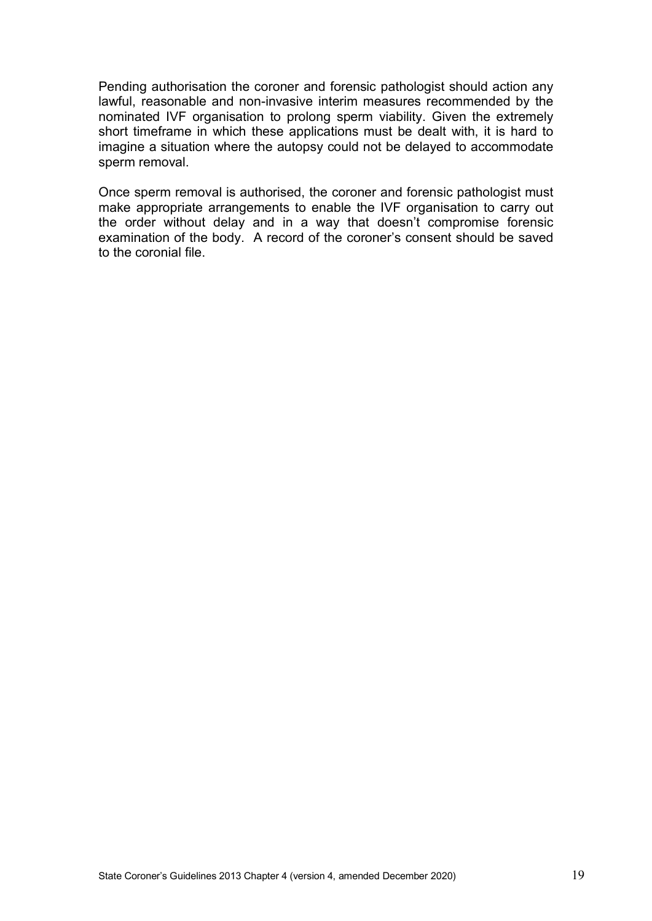Pending authorisation the coroner and forensic pathologist should action any lawful, reasonable and non-invasive interim measures recommended by the nominated IVF organisation to prolong sperm viability. Given the extremely short timeframe in which these applications must be dealt with, it is hard to imagine a situation where the autopsy could not be delayed to accommodate sperm removal.

Once sperm removal is authorised, the coroner and forensic pathologist must make appropriate arrangements to enable the IVF organisation to carry out the order without delay and in a way that doesn't compromise forensic examination of the body. A record of the coroner's consent should be saved to the coronial file.